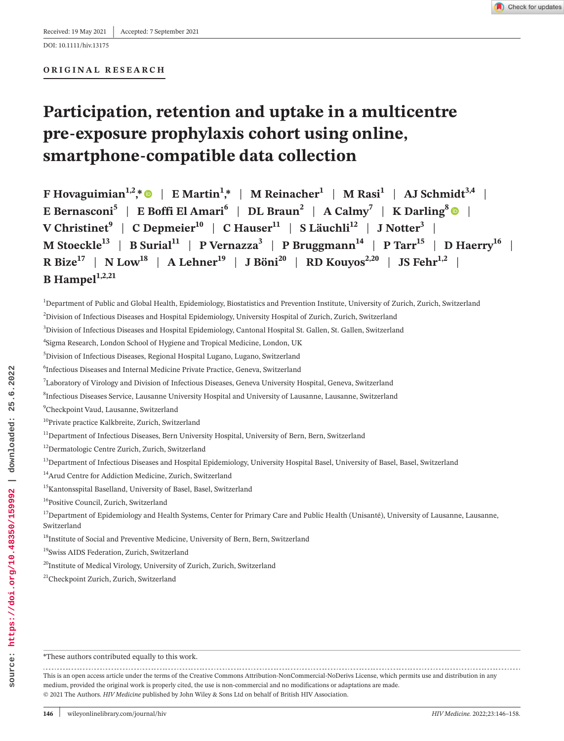Received: 19 May 2021 | Accepted: 7 September 2021

DOI: 10.1111/hiv.13175

ORIGINAL RESEARCH

# Participation, retention and uptake in a multicentre pre-exposure prophylaxis cohort using online, smartphone-compatible data collection

**F Hovaguimian[1,2,*] | E Martin[1,*] | M Reinacher[1] | M Rasi[1] | AJ Schmidt[3,4] | E Bernasconi[5] | E Boffi El Amari[6] | DL Braun[2] | A Calmy[7] | K Darling[8] | V Christinet[9] | C Depmeier[10] | C Hauser[11] | S Läuchli[12] | J Notter[3] | M Stoeckle[13] | B Surial[11] | P Vernazza[3] | P Bruggmann[14] | P Tarr[15] | D Haerry[16] | R Bize[17] | N Low[18] | A Lehner[19] | J Böni[20] | RD Kouyos[2,20] | JS Fehr[1,2] | B Hampel[1,2,21]**

[1]Department of Public and Global Health, Epidemiology, Biostatistics and Prevention Institute, University of Zurich, Zurich, Switzerland

[2]Division of Infectious Diseases and Hospital Epidemiology, University Hospital of Zurich, Zurich, Switzerland

[3]Division of Infectious Diseases and Hospital Epidemiology, Cantonal Hospital St. Gallen, St. Gallen, Switzerland

[4]Sigma Research, London School of Hygiene and Tropical Medicine, London, UK

[5]Division of Infectious Diseases, Regional Hospital Lugano, Lugano, Switzerland

[6]Infectious Diseases and Internal Medicine Private Practice, Geneva, Switzerland

[7]Laboratory of Virology and Division of Infectious Diseases, Geneva University Hospital, Geneva, Switzerland

[8]Infectious Diseases Service, Lausanne University Hospital and University of Lausanne, Lausanne, Switzerland

[9]Checkpoint Vaud, Lausanne, Switzerland

[10]Private practice Kalkbreite, Zurich, Switzerland

[11]Department of Infectious Diseases, Bern University Hospital, University of Bern, Bern, Switzerland

[12]Dermatologic Centre Zurich, Zurich, Switzerland

[13]Department of Infectious Diseases and Hospital Epidemiology, University Hospital Basel, University of Basel, Basel, Switzerland

[14]Arud Centre for Addiction Medicine, Zurich, Switzerland

[15]Kantonsspital Baselland, University of Basel, Basel, Switzerland

[16]Positive Council, Zurich, Switzerland

[17]Department of Epidemiology and Health Systems, Center for Primary Care and Public Health (Unisanté), University of Lausanne, Lausanne, Switzerland

[18]Institute of Social and Preventive Medicine, University of Bern, Bern, Switzerland

[19]Swiss AIDS Federation, Zurich, Switzerland

[20]Institute of Medical Virology, University of Zurich, Zurich, Switzerland

[21]Checkpoint Zurich, Zurich, Switzerland

*These authors contributed equally to this work.

This is an open access article under the terms of the Creative Commons Attribution-NonCommercial-NoDerivs License, which permits use and distribution in any medium, provided the original work is properly cited, the use is non-commercial and no modifications or adaptations are made.
© 2021 The Authors. *HIV Medicine* published by John Wiley & Sons Ltd on behalf of British HIV Association.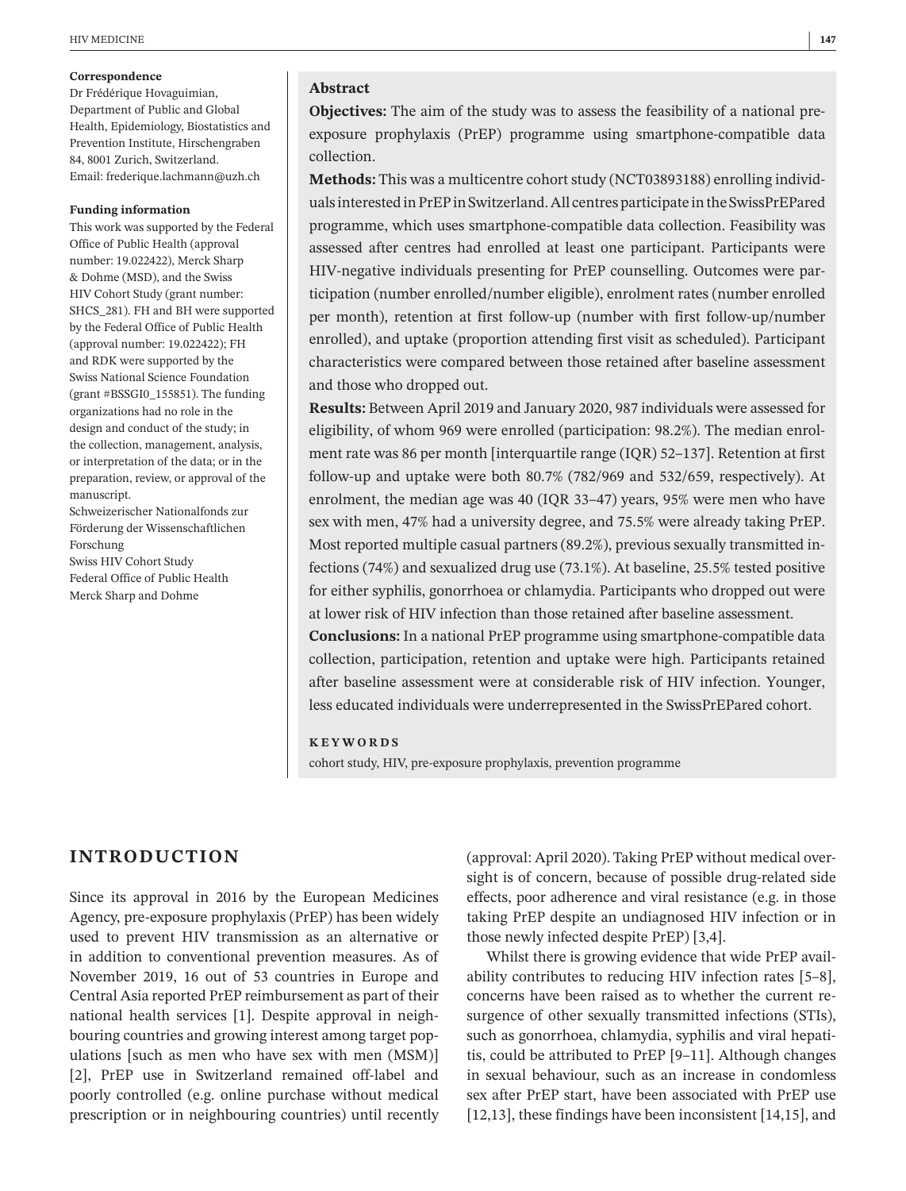**Correspondence**

Dr Frédérique Hovaguimian, Department of Public and Global Health, Epidemiology, Biostatistics and Prevention Institute, Hirschengraben 84, 8001 Zurich, Switzerland.
Email: frederique.lachmann@uzh.ch

**Funding information**

This work was supported by the Federal Office of Public Health (approval number: 19.022422), Merck Sharp & Dohme (MSD), and the Swiss HIV Cohort Study (grant number: SHCS_281). FH and BH were supported by the Federal Office of Public Health (approval number: 19.022422); FH and RDK were supported by the Swiss National Science Foundation (grant #BSSGI0_155851). The funding organizations had no role in the design and conduct of the study; in the collection, management, analysis, or interpretation of the data; or in the preparation, review, or approval of the manuscript.
Schweizerischer Nationalfonds zur Förderung der Wissenschaftlichen Forschung
Swiss HIV Cohort Study
Federal Office of Public Health
Merck Sharp and Dohme

## Abstract

**Objectives:** The aim of the study was to assess the feasibility of a national pre-exposure prophylaxis (PrEP) programme using smartphone-compatible data collection.

**Methods:** This was a multicentre cohort study (NCT03893188) enrolling individuals interested in PrEP in Switzerland. All centres participate in the SwissPrEPared programme, which uses smartphone-compatible data collection. Feasibility was assessed after centres had enrolled at least one participant. Participants were HIV-negative individuals presenting for PrEP counselling. Outcomes were participation (number enrolled/number eligible), enrolment rates (number enrolled per month), retention at first follow-up (number with first follow-up/number enrolled), and uptake (proportion attending first visit as scheduled). Participant characteristics were compared between those retained after baseline assessment and those who dropped out.

**Results:** Between April 2019 and January 2020, 987 individuals were assessed for eligibility, of whom 969 were enrolled (participation: 98.2%). The median enrolment rate was 86 per month [interquartile range (IQR) 52–137]. Retention at first follow-up and uptake were both 80.7% (782/969 and 532/659, respectively). At enrolment, the median age was 40 (IQR 33–47) years, 95% were men who have sex with men, 47% had a university degree, and 75.5% were already taking PrEP. Most reported multiple casual partners (89.2%), previous sexually transmitted infections (74%) and sexualized drug use (73.1%). At baseline, 25.5% tested positive for either syphilis, gonorrhoea or chlamydia. Participants who dropped out were at lower risk of HIV infection than those retained after baseline assessment.

**Conclusions:** In a national PrEP programme using smartphone-compatible data collection, participation, retention and uptake were high. Participants retained after baseline assessment were at considerable risk of HIV infection. Younger, less educated individuals were underrepresented in the SwissPrEPared cohort.

**KEYWORDS**

cohort study, HIV, pre-exposure prophylaxis, prevention programme

## INTRODUCTION

Since its approval in 2016 by the European Medicines Agency, pre-exposure prophylaxis (PrEP) has been widely used to prevent HIV transmission as an alternative or in addition to conventional prevention measures. As of November 2019, 16 out of 53 countries in Europe and Central Asia reported PrEP reimbursement as part of their national health services [1]. Despite approval in neighbouring countries and growing interest among target populations [such as men who have sex with men (MSM)] [2], PrEP use in Switzerland remained off-label and poorly controlled (e.g. online purchase without medical prescription or in neighbouring countries) until recently (approval: April 2020). Taking PrEP without medical oversight is of concern, because of possible drug-related side effects, poor adherence and viral resistance (e.g. in those taking PrEP despite an undiagnosed HIV infection or in those newly infected despite PrEP) [3,4].

Whilst there is growing evidence that wide PrEP availability contributes to reducing HIV infection rates [5–8], concerns have been raised as to whether the current resurgence of other sexually transmitted infections (STIs), such as gonorrhoea, chlamydia, syphilis and viral hepatitis, could be attributed to PrEP [9–11]. Although changes in sexual behaviour, such as an increase in condomless sex after PrEP start, have been associated with PrEP use [12,13], these findings have been inconsistent [14,15], and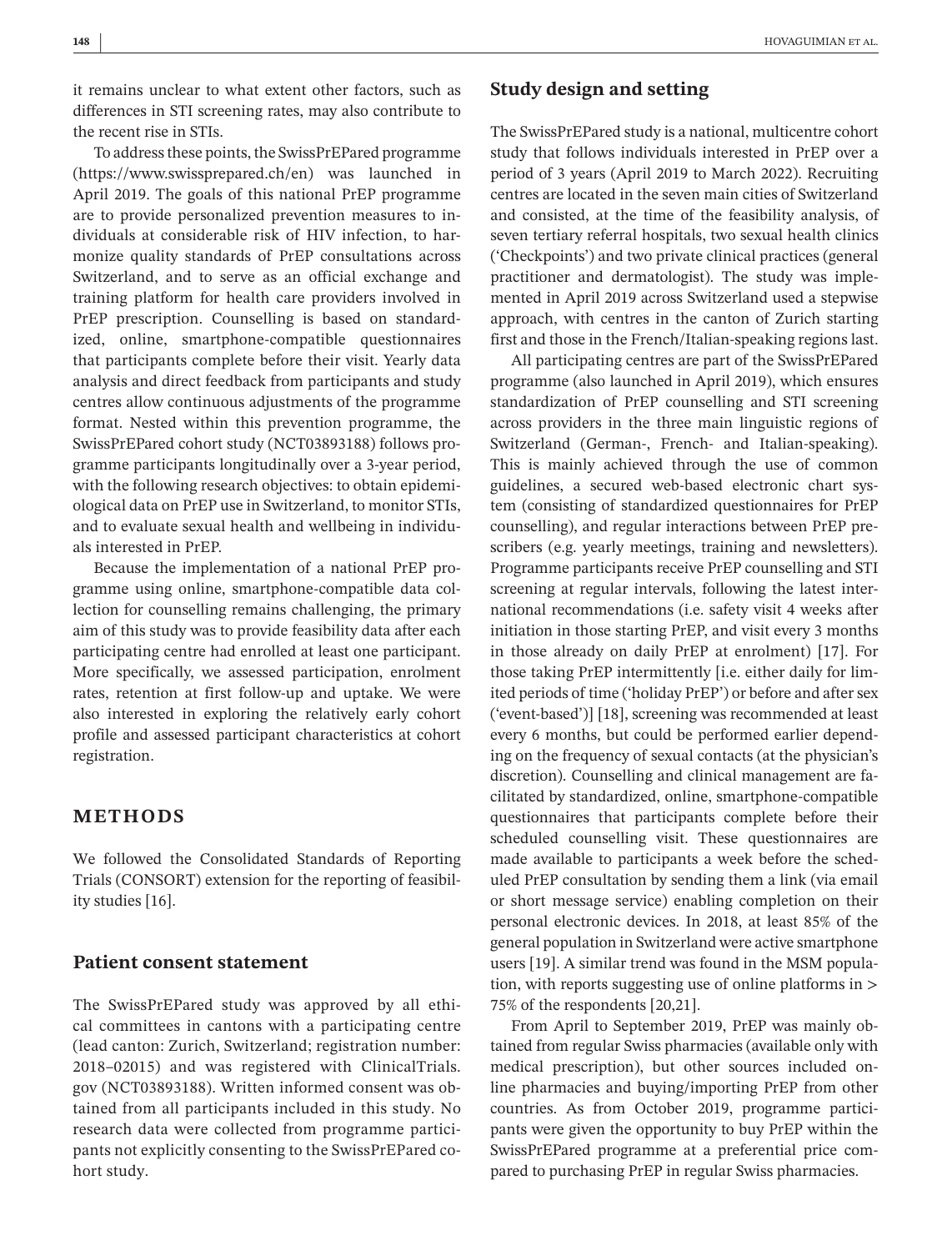it remains unclear to what extent other factors, such as differences in STI screening rates, may also contribute to the recent rise in STIs.

To address these points, the SwissPrEPared programme (https://www.swissprepared.ch/en) was launched in April 2019. The goals of this national PrEP programme are to provide personalized prevention measures to individuals at considerable risk of HIV infection, to harmonize quality standards of PrEP consultations across Switzerland, and to serve as an official exchange and training platform for health care providers involved in PrEP prescription. Counselling is based on standardized, online, smartphone-compatible questionnaires that participants complete before their visit. Yearly data analysis and direct feedback from participants and study centres allow continuous adjustments of the programme format. Nested within this prevention programme, the SwissPrEPared cohort study (NCT03893188) follows programme participants longitudinally over a 3-year period, with the following research objectives: to obtain epidemiological data on PrEP use in Switzerland, to monitor STIs, and to evaluate sexual health and wellbeing in individuals interested in PrEP.

Because the implementation of a national PrEP programme using online, smartphone-compatible data collection for counselling remains challenging, the primary aim of this study was to provide feasibility data after each participating centre had enrolled at least one participant. More specifically, we assessed participation, enrolment rates, retention at first follow-up and uptake. We were also interested in exploring the relatively early cohort profile and assessed participant characteristics at cohort registration.

# METHODS

We followed the Consolidated Standards of Reporting Trials (CONSORT) extension for the reporting of feasibility studies [16].

## Patient consent statement

The SwissPrEPared study was approved by all ethical committees in cantons with a participating centre (lead canton: Zurich, Switzerland; registration number: 2018–02015) and was registered with ClinicalTrials.gov (NCT03893188). Written informed consent was obtained from all participants included in this study. No research data were collected from programme participants not explicitly consenting to the SwissPrEPared cohort study.

## Study design and setting

The SwissPrEPared study is a national, multicentre cohort study that follows individuals interested in PrEP over a period of 3 years (April 2019 to March 2022). Recruiting centres are located in the seven main cities of Switzerland and consisted, at the time of the feasibility analysis, of seven tertiary referral hospitals, two sexual health clinics ('Checkpoints') and two private clinical practices (general practitioner and dermatologist). The study was implemented in April 2019 across Switzerland used a stepwise approach, with centres in the canton of Zurich starting first and those in the French/Italian-speaking regions last.

All participating centres are part of the SwissPrEPared programme (also launched in April 2019), which ensures standardization of PrEP counselling and STI screening across providers in the three main linguistic regions of Switzerland (German-, French- and Italian-speaking). This is mainly achieved through the use of common guidelines, a secured web-based electronic chart system (consisting of standardized questionnaires for PrEP counselling), and regular interactions between PrEP prescribers (e.g. yearly meetings, training and newsletters). Programme participants receive PrEP counselling and STI screening at regular intervals, following the latest international recommendations (i.e. safety visit 4 weeks after initiation in those starting PrEP, and visit every 3 months in those already on daily PrEP at enrolment) [17]. For those taking PrEP intermittently [i.e. either daily for limited periods of time ('holiday PrEP') or before and after sex ('event-based')] [18], screening was recommended at least every 6 months, but could be performed earlier depending on the frequency of sexual contacts (at the physician's discretion). Counselling and clinical management are facilitated by standardized, online, smartphone-compatible questionnaires that participants complete before their scheduled counselling visit. These questionnaires are made available to participants a week before the scheduled PrEP consultation by sending them a link (via email or short message service) enabling completion on their personal electronic devices. In 2018, at least 85% of the general population in Switzerland were active smartphone users [19]. A similar trend was found in the MSM population, with reports suggesting use of online platforms in > 75% of the respondents [20,21].

From April to September 2019, PrEP was mainly obtained from regular Swiss pharmacies (available only with medical prescription), but other sources included online pharmacies and buying/importing PrEP from other countries. As from October 2019, programme participants were given the opportunity to buy PrEP within the SwissPrEPared programme at a preferential price compared to purchasing PrEP in regular Swiss pharmacies.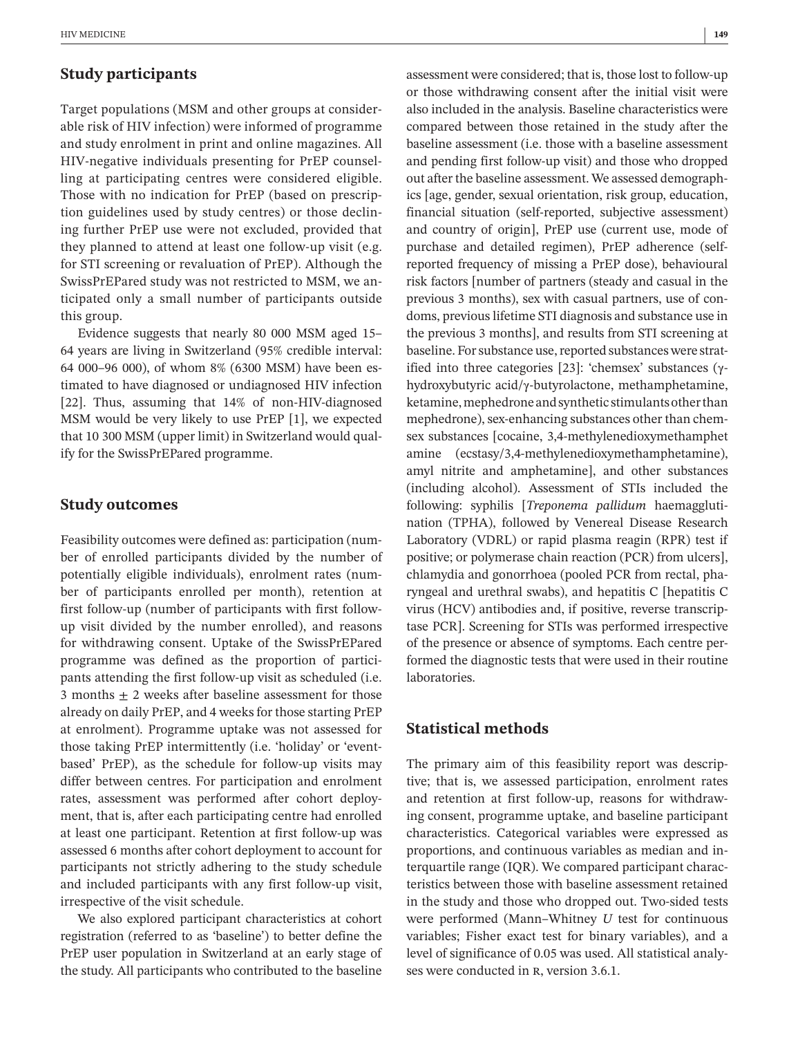## Study participants

Target populations (MSM and other groups at considerable risk of HIV infection) were informed of programme and study enrolment in print and online magazines. All HIV-negative individuals presenting for PrEP counselling at participating centres were considered eligible. Those with no indication for PrEP (based on prescription guidelines used by study centres) or those declining further PrEP use were not excluded, provided that they planned to attend at least one follow-up visit (e.g. for STI screening or revaluation of PrEP). Although the SwissPrEPared study was not restricted to MSM, we anticipated only a small number of participants outside this group.

Evidence suggests that nearly 80 000 MSM aged 15–64 years are living in Switzerland (95% credible interval: 64 000–96 000), of whom 8% (6300 MSM) have been estimated to have diagnosed or undiagnosed HIV infection [22]. Thus, assuming that 14% of non-HIV-diagnosed MSM would be very likely to use PrEP [1], we expected that 10 300 MSM (upper limit) in Switzerland would qualify for the SwissPrEPared programme.

## Study outcomes

Feasibility outcomes were defined as: participation (number of enrolled participants divided by the number of potentially eligible individuals), enrolment rates (number of participants enrolled per month), retention at first follow-up (number of participants with first follow-up visit divided by the number enrolled), and reasons for withdrawing consent. Uptake of the SwissPrEPared programme was defined as the proportion of participants attending the first follow-up visit as scheduled (i.e. 3 months ± 2 weeks after baseline assessment for those already on daily PrEP, and 4 weeks for those starting PrEP at enrolment). Programme uptake was not assessed for those taking PrEP intermittently (i.e. 'holiday' or 'event-based' PrEP), as the schedule for follow-up visits may differ between centres. For participation and enrolment rates, assessment was performed after cohort deployment, that is, after each participating centre had enrolled at least one participant. Retention at first follow-up was assessed 6 months after cohort deployment to account for participants not strictly adhering to the study schedule and included participants with any first follow-up visit, irrespective of the visit schedule.

We also explored participant characteristics at cohort registration (referred to as 'baseline') to better define the PrEP user population in Switzerland at an early stage of the study. All participants who contributed to the baseline assessment were considered; that is, those lost to follow-up or those withdrawing consent after the initial visit were also included in the analysis. Baseline characteristics were compared between those retained in the study after the baseline assessment (i.e. those with a baseline assessment and pending first follow-up visit) and those who dropped out after the baseline assessment. We assessed demographics [age, gender, sexual orientation, risk group, education, financial situation (self-reported, subjective assessment) and country of origin], PrEP use (current use, mode of purchase and detailed regimen), PrEP adherence (self-reported frequency of missing a PrEP dose), behavioural risk factors [number of partners (steady and casual in the previous 3 months), sex with casual partners, use of condoms, previous lifetime STI diagnosis and substance use in the previous 3 months], and results from STI screening at baseline. For substance use, reported substances were stratified into three categories [23]: 'chemsex' substances (γ-hydroxybutyric acid/γ-butyrolactone, methamphetamine, ketamine, mephedrone and synthetic stimulants other than mephedrone), sex-enhancing substances other than chemsex substances [cocaine, 3,4-methylenedioxymethamphetamine (ecstasy/3,4-methylenedioxymethamphetamine), amyl nitrite and amphetamine], and other substances (including alcohol). Assessment of STIs included the following: syphilis [*Treponema pallidum* haemagglutination (TPHA), followed by Venereal Disease Research Laboratory (VDRL) or rapid plasma reagin (RPR) test if positive; or polymerase chain reaction (PCR) from ulcers], chlamydia and gonorrhoea (pooled PCR from rectal, pharyngeal and urethral swabs), and hepatitis C [hepatitis C virus (HCV) antibodies and, if positive, reverse transcriptase PCR]. Screening for STIs was performed irrespective of the presence or absence of symptoms. Each centre performed the diagnostic tests that were used in their routine laboratories.

## Statistical methods

The primary aim of this feasibility report was descriptive; that is, we assessed participation, enrolment rates and retention at first follow-up, reasons for withdrawing consent, programme uptake, and baseline participant characteristics. Categorical variables were expressed as proportions, and continuous variables as median and interquartile range (IQR). We compared participant characteristics between those with baseline assessment retained in the study and those who dropped out. Two-sided tests were performed (Mann–Whitney *U* test for continuous variables; Fisher exact test for binary variables), and a level of significance of 0.05 was used. All statistical analyses were conducted in R, version 3.6.1.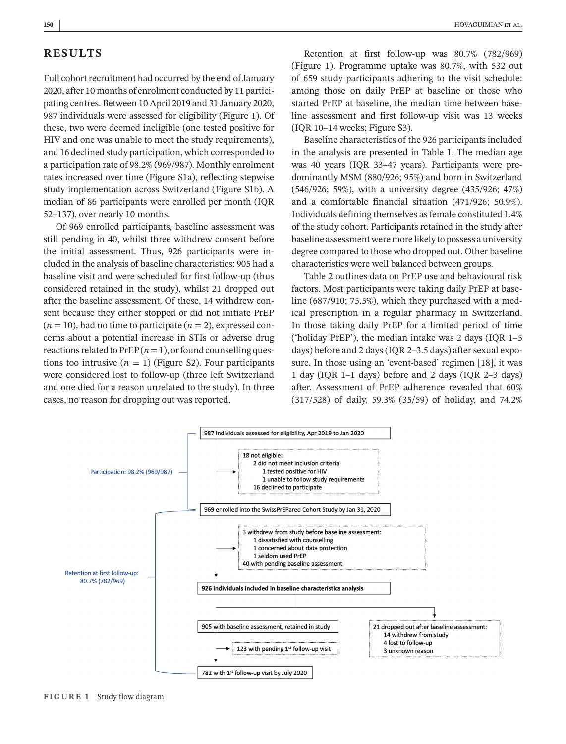## RESULTS

Full cohort recruitment had occurred by the end of January 2020, after 10 months of enrolment conducted by 11 participating centres. Between 10 April 2019 and 31 January 2020, 987 individuals were assessed for eligibility (Figure 1). Of these, two were deemed ineligible (one tested positive for HIV and one was unable to meet the study requirements), and 16 declined study participation, which corresponded to a participation rate of 98.2% (969/987). Monthly enrolment rates increased over time (Figure S1a), reflecting stepwise study implementation across Switzerland (Figure S1b). A median of 86 participants were enrolled per month (IQR 52–137), over nearly 10 months.

Of 969 enrolled participants, baseline assessment was still pending in 40, whilst three withdrew consent before the initial assessment. Thus, 926 participants were included in the analysis of baseline characteristics: 905 had a baseline visit and were scheduled for first follow-up (thus considered retained in the study), whilst 21 dropped out after the baseline assessment. Of these, 14 withdrew consent because they either stopped or did not initiate PrEP ($n = 10$), had no time to participate ($n = 2$), expressed concerns about a potential increase in STIs or adverse drug reactions related to PrEP ($n = 1$), or found counselling questions too intrusive ($n = 1$) (Figure S2). Four participants were considered lost to follow-up (three left Switzerland and one died for a reason unrelated to the study). In three cases, no reason for dropping out was reported.

Retention at first follow-up was 80.7% (782/969) (Figure 1). Programme uptake was 80.7%, with 532 out of 659 study participants adhering to the visit schedule: among those on daily PrEP at baseline or those who started PrEP at baseline, the median time between baseline assessment and first follow-up visit was 13 weeks (IQR 10–14 weeks; Figure S3).

Baseline characteristics of the 926 participants included in the analysis are presented in Table 1. The median age was 40 years (IQR 33–47 years). Participants were predominantly MSM (880/926; 95%) and born in Switzerland (546/926; 59%), with a university degree (435/926; 47%) and a comfortable financial situation (471/926; 50.9%). Individuals defining themselves as female constituted 1.4% of the study cohort. Participants retained in the study after baseline assessment were more likely to possess a university degree compared to those who dropped out. Other baseline characteristics were well balanced between groups.

Table 2 outlines data on PrEP use and behavioural risk factors. Most participants were taking daily PrEP at baseline (687/910; 75.5%), which they purchased with a medical prescription in a regular pharmacy in Switzerland. In those taking daily PrEP for a limited period of time ('holiday PrEP'), the median intake was 2 days (IQR 1–5 days) before and 2 days (IQR 2–3.5 days) after sexual exposure. In those using an 'event-based' regimen [18], it was 1 day (IQR 1–1 days) before and 2 days (IQR 2–3 days) after. Assessment of PrEP adherence revealed that 60% (317/528) of daily, 59.3% (35/59) of holiday, and 74.2%

Participation: 98.2% (969/987)

987 individuals assessed for eligibility, Apr 2019 to Jan 2020

18 not eligible:
- 2 did not meet inclusion criteria
  - 1 tested positive for HIV
  - 1 unable to follow study requirements
- 16 declined to participate

969 enrolled into the SwissPrEPared Cohort Study by Jan 31, 2020

3 withdrew from study before baseline assessment:
- 1 dissatisfied with counselling
- 1 concerned about data protection
- 1 seldom used PrEP

40 with pending baseline assessment

Retention at first follow-up: 80.7% (782/969)

926 individuals included in baseline characteristics analysis

905 with baseline assessment, retained in study

21 dropped out after baseline assessment:
- 14 withdrew from study
- 4 lost to follow-up
- 3 unknown reason

123 with pending 1st follow-up visit

782 with 1st follow-up visit by July 2020

**FIGURE 1** Study flow diagram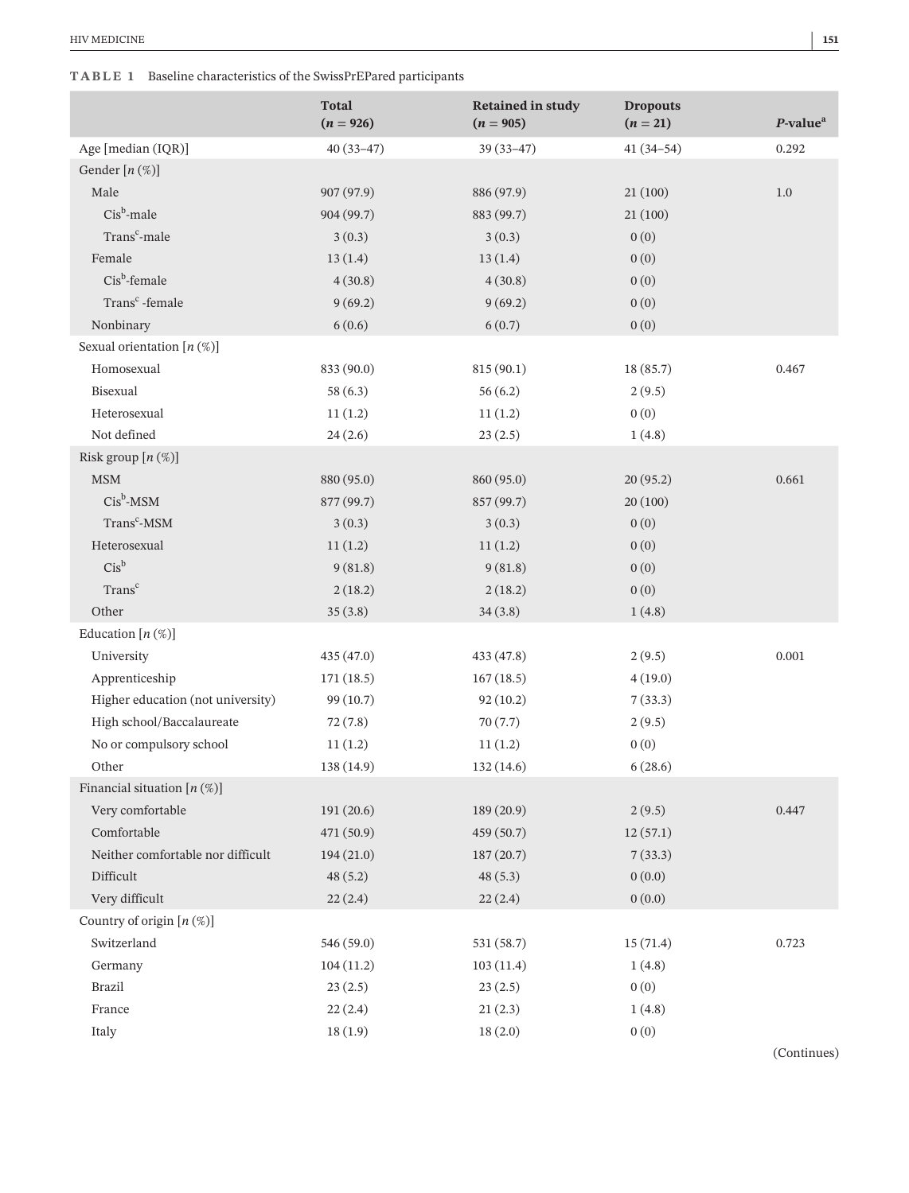**TABLE 1** Baseline characteristics of the SwissPrEPared participants

| | Total (*n* = 926) | Retained in study (*n* = 905) | Dropouts (*n* = 21) | *P*-value[a] |
|---|---|---|---|---|
| Age [median (IQR)] | 40 (33–47) | 39 (33–47) | 41 (34–54) | 0.292 |
| Gender [*n* (%)] | | | | |
| Male | 907 (97.9) | 886 (97.9) | 21 (100) | 1.0 |
| Cis[b]-male | 904 (99.7) | 883 (99.7) | 21 (100) | |
| Trans[c]-male | 3 (0.3) | 3 (0.3) | 0 (0) | |
| Female | 13 (1.4) | 13 (1.4) | 0 (0) | |
| Cis[b]-female | 4 (30.8) | 4 (30.8) | 0 (0) | |
| Trans[c] -female | 9 (69.2) | 9 (69.2) | 0 (0) | |
| Nonbinary | 6 (0.6) | 6 (0.7) | 0 (0) | |
| Sexual orientation [*n* (%)] | | | | |
| Homosexual | 833 (90.0) | 815 (90.1) | 18 (85.7) | 0.467 |
| Bisexual | 58 (6.3) | 56 (6.2) | 2 (9.5) | |
| Heterosexual | 11 (1.2) | 11 (1.2) | 0 (0) | |
| Not defined | 24 (2.6) | 23 (2.5) | 1 (4.8) | |
| Risk group [*n* (%)] | | | | |
| MSM | 880 (95.0) | 860 (95.0) | 20 (95.2) | 0.661 |
| Cis[b]-MSM | 877 (99.7) | 857 (99.7) | 20 (100) | |
| Trans[c]-MSM | 3 (0.3) | 3 (0.3) | 0 (0) | |
| Heterosexual | 11 (1.2) | 11 (1.2) | 0 (0) | |
| Cis[b] | 9 (81.8) | 9 (81.8) | 0 (0) | |
| Trans[c] | 2 (18.2) | 2 (18.2) | 0 (0) | |
| Other | 35 (3.8) | 34 (3.8) | 1 (4.8) | |
| Education [*n* (%)] | | | | |
| University | 435 (47.0) | 433 (47.8) | 2 (9.5) | 0.001 |
| Apprenticeship | 171 (18.5) | 167 (18.5) | 4 (19.0) | |
| Higher education (not university) | 99 (10.7) | 92 (10.2) | 7 (33.3) | |
| High school/Baccalaureate | 72 (7.8) | 70 (7.7) | 2 (9.5) | |
| No or compulsory school | 11 (1.2) | 11 (1.2) | 0 (0) | |
| Other | 138 (14.9) | 132 (14.6) | 6 (28.6) | |
| Financial situation [*n* (%)] | | | | |
| Very comfortable | 191 (20.6) | 189 (20.9) | 2 (9.5) | 0.447 |
| Comfortable | 471 (50.9) | 459 (50.7) | 12 (57.1) | |
| Neither comfortable nor difficult | 194 (21.0) | 187 (20.7) | 7 (33.3) | |
| Difficult | 48 (5.2) | 48 (5.3) | 0 (0.0) | |
| Very difficult | 22 (2.4) | 22 (2.4) | 0 (0.0) | |
| Country of origin [*n* (%)] | | | | |
| Switzerland | 546 (59.0) | 531 (58.7) | 15 (71.4) | 0.723 |
| Germany | 104 (11.2) | 103 (11.4) | 1 (4.8) | |
| Brazil | 23 (2.5) | 23 (2.5) | 0 (0) | |
| France | 22 (2.4) | 21 (2.3) | 1 (4.8) | |
| Italy | 18 (1.9) | 18 (2.0) | 0 (0) | |

(Continues)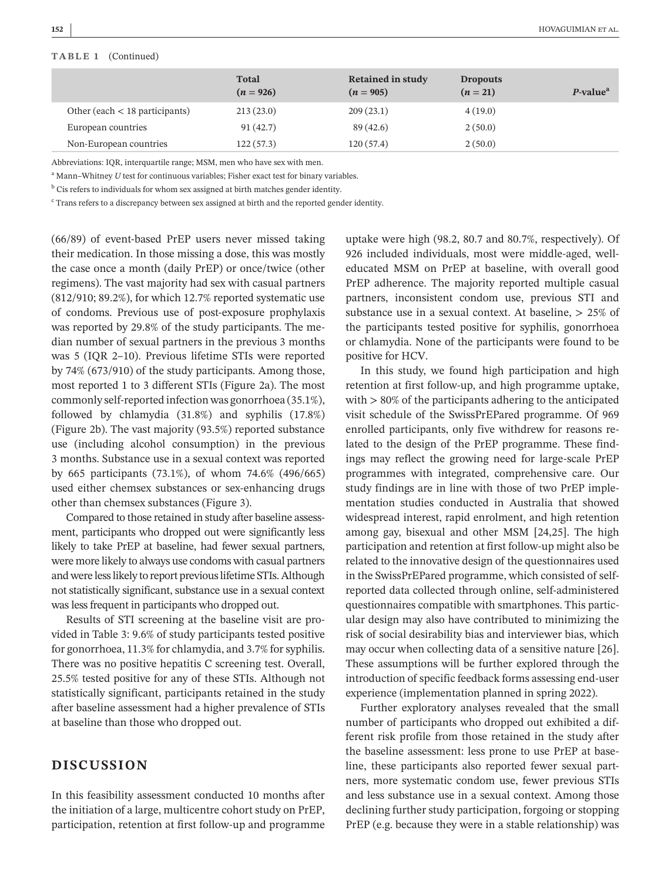**TABLE 1** (Continued)

| | Total ($n$ = 926) | Retained in study ($n$ = 905) | Dropouts ($n$ = 21) | $P$-value[a] |
|---|---|---|---|---|
| Other (each < 18 participants) | 213 (23.0) | 209 (23.1) | 4 (19.0) | |
| European countries | 91 (42.7) | 89 (42.6) | 2 (50.0) | |
| Non-European countries | 122 (57.3) | 120 (57.4) | 2 (50.0) | |

Abbreviations: IQR, interquartile range; MSM, men who have sex with men.

[a] Mann–Whitney *U* test for continuous variables; Fisher exact test for binary variables.

[b] Cis refers to individuals for whom sex assigned at birth matches gender identity.

[c] Trans refers to a discrepancy between sex assigned at birth and the reported gender identity.

(66/89) of event-based PrEP users never missed taking their medication. In those missing a dose, this was mostly the case once a month (daily PrEP) or once/twice (other regimens). The vast majority had sex with casual partners (812/910; 89.2%), for which 12.7% reported systematic use of condoms. Previous use of post-exposure prophylaxis was reported by 29.8% of the study participants. The median number of sexual partners in the previous 3 months was 5 (IQR 2–10). Previous lifetime STIs were reported by 74% (673/910) of the study participants. Among those, most reported 1 to 3 different STIs (Figure 2a). The most commonly self-reported infection was gonorrhoea (35.1%), followed by chlamydia (31.8%) and syphilis (17.8%) (Figure 2b). The vast majority (93.5%) reported substance use (including alcohol consumption) in the previous 3 months. Substance use in a sexual context was reported by 665 participants (73.1%), of whom 74.6% (496/665) used either chemsex substances or sex-enhancing drugs other than chemsex substances (Figure 3).

Compared to those retained in study after baseline assessment, participants who dropped out were significantly less likely to take PrEP at baseline, had fewer sexual partners, were more likely to always use condoms with casual partners and were less likely to report previous lifetime STIs. Although not statistically significant, substance use in a sexual context was less frequent in participants who dropped out.

Results of STI screening at the baseline visit are provided in Table 3: 9.6% of study participants tested positive for gonorrhoea, 11.3% for chlamydia, and 3.7% for syphilis. There was no positive hepatitis C screening test. Overall, 25.5% tested positive for any of these STIs. Although not statistically significant, participants retained in the study after baseline assessment had a higher prevalence of STIs at baseline than those who dropped out.

## DISCUSSION

In this feasibility assessment conducted 10 months after the initiation of a large, multicentre cohort study on PrEP, participation, retention at first follow-up and programme uptake were high (98.2, 80.7 and 80.7%, respectively). Of 926 included individuals, most were middle-aged, well-educated MSM on PrEP at baseline, with overall good PrEP adherence. The majority reported multiple casual partners, inconsistent condom use, previous STI and substance use in a sexual context. At baseline, > 25% of the participants tested positive for syphilis, gonorrhoea or chlamydia. None of the participants were found to be positive for HCV.

In this study, we found high participation and high retention at first follow-up, and high programme uptake, with > 80% of the participants adhering to the anticipated visit schedule of the SwissPrEPared programme. Of 969 enrolled participants, only five withdrew for reasons related to the design of the PrEP programme. These findings may reflect the growing need for large-scale PrEP programmes with integrated, comprehensive care. Our study findings are in line with those of two PrEP implementation studies conducted in Australia that showed widespread interest, rapid enrolment, and high retention among gay, bisexual and other MSM [24,25]. The high participation and retention at first follow-up might also be related to the innovative design of the questionnaires used in the SwissPrEPared programme, which consisted of self-reported data collected through online, self-administered questionnaires compatible with smartphones. This particular design may also have contributed to minimizing the risk of social desirability bias and interviewer bias, which may occur when collecting data of a sensitive nature [26]. These assumptions will be further explored through the introduction of specific feedback forms assessing end-user experience (implementation planned in spring 2022).

Further exploratory analyses revealed that the small number of participants who dropped out exhibited a different risk profile from those retained in the study after the baseline assessment: less prone to use PrEP at baseline, these participants also reported fewer sexual partners, more systematic condom use, fewer previous STIs and less substance use in a sexual context. Among those declining further study participation, forgoing or stopping PrEP (e.g. because they were in a stable relationship) was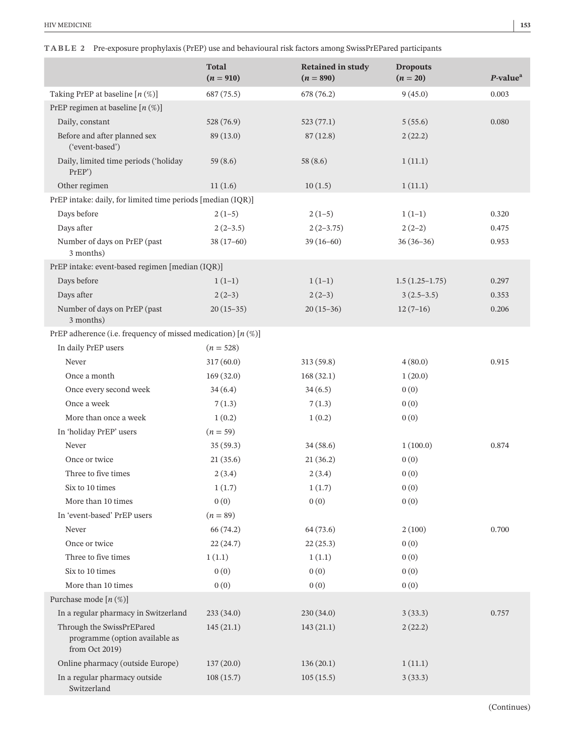**TABLE 2** Pre-exposure prophylaxis (PrEP) use and behavioural risk factors among SwissPrEPared participants

| | Total ($n$ = 910) | Retained in study ($n$ = 890) | Dropouts ($n$ = 20) | $P$-value[a] |
|---|---|---|---|---|
| Taking PrEP at baseline [$n$ (%)] | 687 (75.5) | 678 (76.2) | 9 (45.0) | 0.003 |
| PrEP regimen at baseline [$n$ (%)] | | | | |
| Daily, constant | 528 (76.9) | 523 (77.1) | 5 (55.6) | 0.080 |
| Before and after planned sex ('event-based') | 89 (13.0) | 87 (12.8) | 2 (22.2) | |
| Daily, limited time periods ('holiday PrEP') | 59 (8.6) | 58 (8.6) | 1 (11.1) | |
| Other regimen | 11 (1.6) | 10 (1.5) | 1 (11.1) | |
| PrEP intake: daily, for limited time periods [median (IQR)] | | | | |
| Days before | 2 (1–5) | 2 (1–5) | 1 (1–1) | 0.320 |
| Days after | 2 (2–3.5) | 2 (2–3.75) | 2 (2–2) | 0.475 |
| Number of days on PrEP (past 3 months) | 38 (17–60) | 39 (16–60) | 36 (36–36) | 0.953 |
| PrEP intake: event-based regimen [median (IQR)] | | | | |
| Days before | 1 (1–1) | 1 (1–1) | 1.5 (1.25–1.75) | 0.297 |
| Days after | 2 (2–3) | 2 (2–3) | 3 (2.5–3.5) | 0.353 |
| Number of days on PrEP (past 3 months) | 20 (15–35) | 20 (15–36) | 12 (7–16) | 0.206 |
| PrEP adherence (i.e. frequency of missed medication) [$n$ (%)] | | | | |
| In daily PrEP users | ($n$ = 528) | | | |
| Never | 317 (60.0) | 313 (59.8) | 4 (80.0) | 0.915 |
| Once a month | 169 (32.0) | 168 (32.1) | 1 (20.0) | |
| Once every second week | 34 (6.4) | 34 (6.5) | 0 (0) | |
| Once a week | 7 (1.3) | 7 (1.3) | 0 (0) | |
| More than once a week | 1 (0.2) | 1 (0.2) | 0 (0) | |
| In 'holiday PrEP' users | ($n$ = 59) | | | |
| Never | 35 (59.3) | 34 (58.6) | 1 (100.0) | 0.874 |
| Once or twice | 21 (35.6) | 21 (36.2) | 0 (0) | |
| Three to five times | 2 (3.4) | 2 (3.4) | 0 (0) | |
| Six to 10 times | 1 (1.7) | 1 (1.7) | 0 (0) | |
| More than 10 times | 0 (0) | 0 (0) | 0 (0) | |
| In 'event-based' PrEP users | ($n$ = 89) | | | |
| Never | 66 (74.2) | 64 (73.6) | 2 (100) | 0.700 |
| Once or twice | 22 (24.7) | 22 (25.3) | 0 (0) | |
| Three to five times | 1 (1.1) | 1 (1.1) | 0 (0) | |
| Six to 10 times | 0 (0) | 0 (0) | 0 (0) | |
| More than 10 times | 0 (0) | 0 (0) | 0 (0) | |
| Purchase mode [$n$ (%)] | | | | |
| In a regular pharmacy in Switzerland | 233 (34.0) | 230 (34.0) | 3 (33.3) | 0.757 |
| Through the SwissPrEPared programme (option available as from Oct 2019) | 145 (21.1) | 143 (21.1) | 2 (22.2) | |
| Online pharmacy (outside Europe) | 137 (20.0) | 136 (20.1) | 1 (11.1) | |
| In a regular pharmacy outside Switzerland | 108 (15.7) | 105 (15.5) | 3 (33.3) | |

(Continues)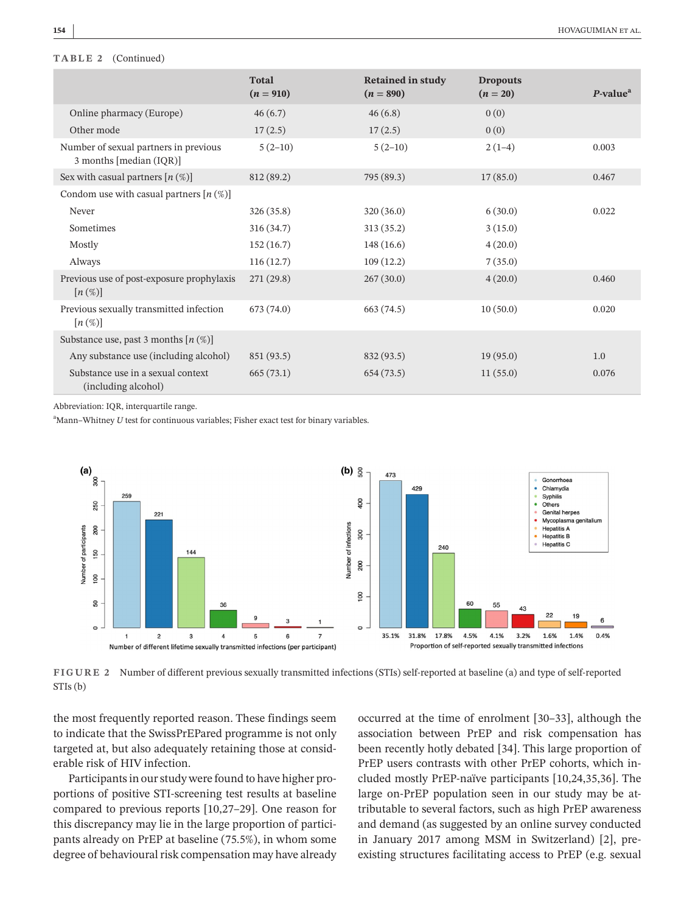**TABLE 2** (Continued)

| | Total (n = 910) | Retained in study (n = 890) | Dropouts (n = 20) | P-value[a] |
|---|---|---|---|---|
| Online pharmacy (Europe) | 46 (6.7) | 46 (6.8) | 0 (0) | |
| Other mode | 17 (2.5) | 17 (2.5) | 0 (0) | |
| Number of sexual partners in previous 3 months [median (IQR)] | 5 (2–10) | 5 (2–10) | 2 (1–4) | 0.003 |
| Sex with casual partners [n (%)] | 812 (89.2) | 795 (89.3) | 17 (85.0) | 0.467 |
| Condom use with casual partners [n (%)] | | | | |
| Never | 326 (35.8) | 320 (36.0) | 6 (30.0) | 0.022 |
| Sometimes | 316 (34.7) | 313 (35.2) | 3 (15.0) | |
| Mostly | 152 (16.7) | 148 (16.6) | 4 (20.0) | |
| Always | 116 (12.7) | 109 (12.2) | 7 (35.0) | |
| Previous use of post-exposure prophylaxis [n (%)] | 271 (29.8) | 267 (30.0) | 4 (20.0) | 0.460 |
| Previous sexually transmitted infection [n (%)] | 673 (74.0) | 663 (74.5) | 10 (50.0) | 0.020 |
| Substance use, past 3 months [n (%)] | | | | |
| Any substance use (including alcohol) | 851 (93.5) | 832 (93.5) | 19 (95.0) | 1.0 |
| Substance use in a sexual context (including alcohol) | 665 (73.1) | 654 (73.5) | 11 (55.0) | 0.076 |

Abbreviation: IQR, interquartile range.

[a]Mann–Whitney U test for continuous variables; Fisher exact test for binary variables.

**FIGURE 2** Number of different previous sexually transmitted infections (STIs) self-reported at baseline (a) and type of self-reported STIs (b)

the most frequently reported reason. These findings seem to indicate that the SwissPrEPared programme is not only targeted at, but also adequately retaining those at considerable risk of HIV infection.

Participants in our study were found to have higher proportions of positive STI-screening test results at baseline compared to previous reports [10,27–29]. One reason for this discrepancy may lie in the large proportion of participants already on PrEP at baseline (75.5%), in whom some degree of behavioural risk compensation may have already occurred at the time of enrolment [30–33], although the association between PrEP and risk compensation has been recently hotly debated [34]. This large proportion of PrEP users contrasts with other PrEP cohorts, which included mostly PrEP-naïve participants [10,24,35,36]. The large on-PrEP population seen in our study may be attributable to several factors, such as high PrEP awareness and demand (as suggested by an online survey conducted in January 2017 among MSM in Switzerland) [2], pre-existing structures facilitating access to PrEP (e.g. sexual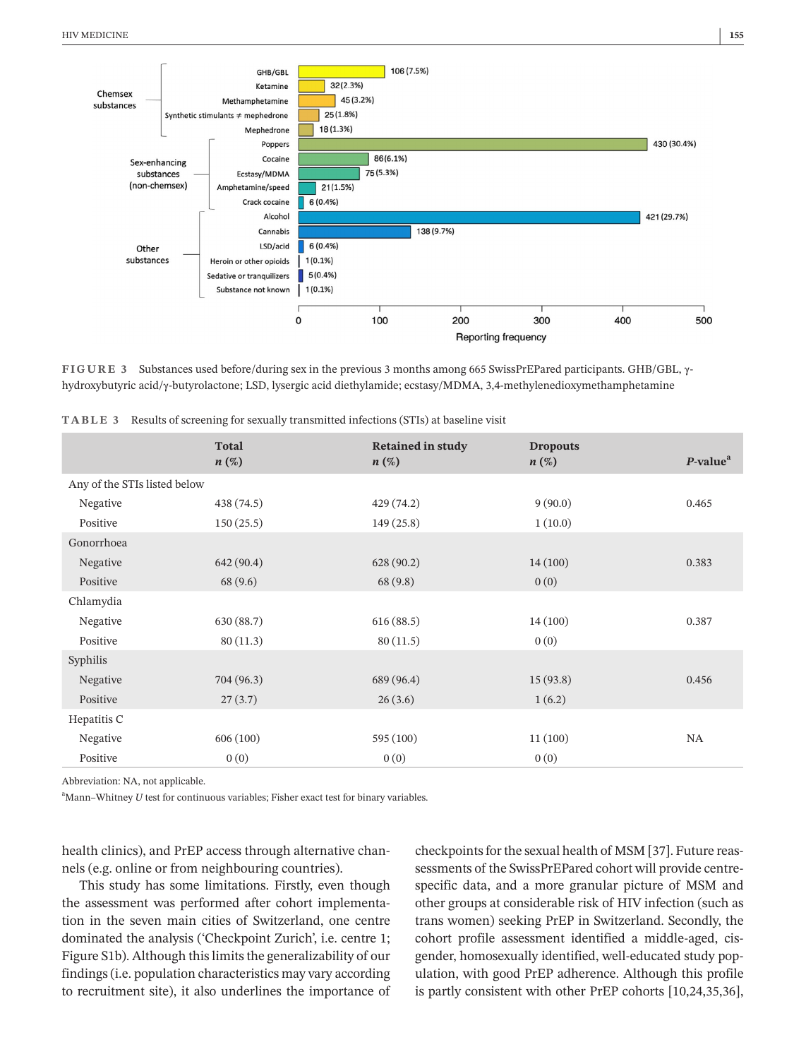FIGURE 3 Substances used before/during sex in the previous 3 months among 665 SwissPrEPared participants. GHB/GBL, γ-hydroxybutyric acid/γ-butyrolactone; LSD, lysergic acid diethylamide; ecstasy/MDMA, 3,4-methylenedioxymethamphetamine

TABLE 3 Results of screening for sexually transmitted infections (STIs) at baseline visit

| | Total n (%) | Retained in study n (%) | Dropouts n (%) | P-value[a] |
|---|---|---|---|---|
| Any of the STIs listed below | | | | |
| Negative | 438 (74.5) | 429 (74.2) | 9 (90.0) | 0.465 |
| Positive | 150 (25.5) | 149 (25.8) | 1 (10.0) | |
| Gonorrhoea | | | | |
| Negative | 642 (90.4) | 628 (90.2) | 14 (100) | 0.383 |
| Positive | 68 (9.6) | 68 (9.8) | 0 (0) | |
| Chlamydia | | | | |
| Negative | 630 (88.7) | 616 (88.5) | 14 (100) | 0.387 |
| Positive | 80 (11.3) | 80 (11.5) | 0 (0) | |
| Syphilis | | | | |
| Negative | 704 (96.3) | 689 (96.4) | 15 (93.8) | 0.456 |
| Positive | 27 (3.7) | 26 (3.6) | 1 (6.2) | |
| Hepatitis C | | | | |
| Negative | 606 (100) | 595 (100) | 11 (100) | NA |
| Positive | 0 (0) | 0 (0) | 0 (0) | |

Abbreviation: NA, not applicable.

[a]Mann–Whitney *U* test for continuous variables; Fisher exact test for binary variables.

health clinics), and PrEP access through alternative channels (e.g. online or from neighbouring countries).

This study has some limitations. Firstly, even though the assessment was performed after cohort implementation in the seven main cities of Switzerland, one centre dominated the analysis ('Checkpoint Zurich', i.e. centre 1; Figure S1b). Although this limits the generalizability of our findings (i.e. population characteristics may vary according to recruitment site), it also underlines the importance of checkpoints for the sexual health of MSM [37]. Future reassessments of the SwissPrEPared cohort will provide centre-specific data, and a more granular picture of MSM and other groups at considerable risk of HIV infection (such as trans women) seeking PrEP in Switzerland. Secondly, the cohort profile assessment identified a middle-aged, cisgender, homosexually identified, well-educated study population, with good PrEP adherence. Although this profile is partly consistent with other PrEP cohorts [10,24,35,36],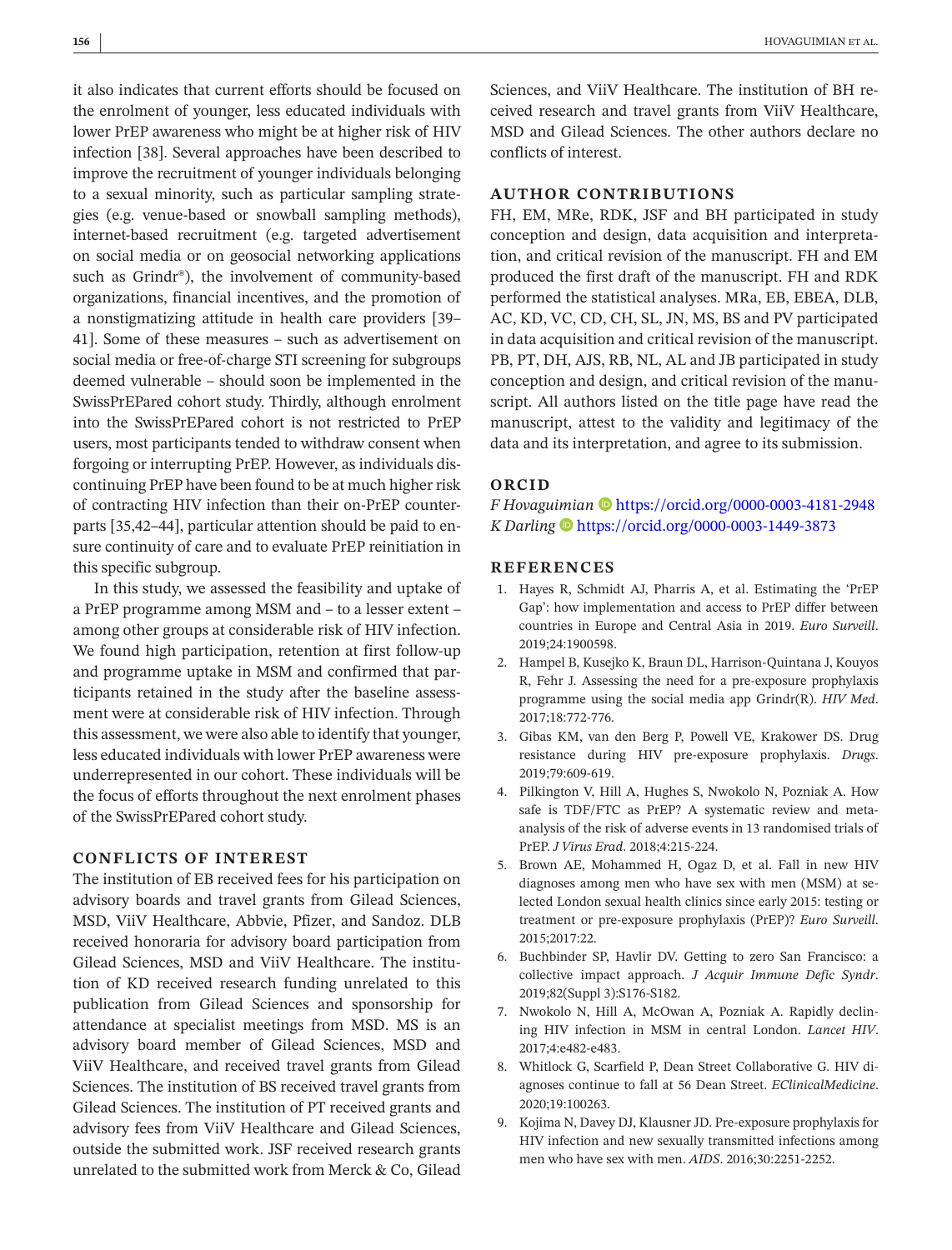it also indicates that current efforts should be focused on the enrolment of younger, less educated individuals with lower PrEP awareness who might be at higher risk of HIV infection [38]. Several approaches have been described to improve the recruitment of younger individuals belonging to a sexual minority, such as particular sampling strategies (e.g. venue-based or snowball sampling methods), internet-based recruitment (e.g. targeted advertisement on social media or on geosocial networking applications such as Grindr®), the involvement of community-based organizations, financial incentives, and the promotion of a nonstigmatizing attitude in health care providers [39–41]. Some of these measures – such as advertisement on social media or free-of-charge STI screening for subgroups deemed vulnerable – should soon be implemented in the SwissPrEPared cohort study. Thirdly, although enrolment into the SwissPrEPared cohort is not restricted to PrEP users, most participants tended to withdraw consent when forgoing or interrupting PrEP. However, as individuals discontinuing PrEP have been found to be at much higher risk of contracting HIV infection than their on-PrEP counterparts [35,42–44], particular attention should be paid to ensure continuity of care and to evaluate PrEP reinitiation in this specific subgroup.

In this study, we assessed the feasibility and uptake of a PrEP programme among MSM and – to a lesser extent – among other groups at considerable risk of HIV infection. We found high participation, retention at first follow-up and programme uptake in MSM and confirmed that participants retained in the study after the baseline assessment were at considerable risk of HIV infection. Through this assessment, we were also able to identify that younger, less educated individuals with lower PrEP awareness were underrepresented in our cohort. These individuals will be the focus of efforts throughout the next enrolment phases of the SwissPrEPared cohort study.

## CONFLICTS OF INTEREST

The institution of EB received fees for his participation on advisory boards and travel grants from Gilead Sciences, MSD, ViiV Healthcare, Abbvie, Pfizer, and Sandoz. DLB received honoraria for advisory board participation from Gilead Sciences, MSD and ViiV Healthcare. The institution of KD received research funding unrelated to this publication from Gilead Sciences and sponsorship for attendance at specialist meetings from MSD. MS is an advisory board member of Gilead Sciences, MSD and ViiV Healthcare, and received travel grants from Gilead Sciences. The institution of BS received travel grants from Gilead Sciences. The institution of PT received grants and advisory fees from ViiV Healthcare and Gilead Sciences, outside the submitted work. JSF received research grants unrelated to the submitted work from Merck & Co, Gilead Sciences, and ViiV Healthcare. The institution of BH received research and travel grants from ViiV Healthcare, MSD and Gilead Sciences. The other authors declare no conflicts of interest.

## AUTHOR CONTRIBUTIONS

FH, EM, MRe, RDK, JSF and BH participated in study conception and design, data acquisition and interpretation, and critical revision of the manuscript. FH and EM produced the first draft of the manuscript. FH and RDK performed the statistical analyses. MRa, EB, EBEA, DLB, AC, KD, VC, CD, CH, SL, JN, MS, BS and PV participated in data acquisition and critical revision of the manuscript. PB, PT, DH, AJS, RB, NL, AL and JB participated in study conception and design, and critical revision of the manuscript. All authors listed on the title page have read the manuscript, attest to the validity and legitimacy of the data and its interpretation, and agree to its submission.

## ORCID

*F Hovaguimian* https://orcid.org/0000-0003-4181-2948
*K Darling* https://orcid.org/0000-0003-1449-3873

## REFERENCES

1. Hayes R, Schmidt AJ, Pharris A, et al. Estimating the 'PrEP Gap': how implementation and access to PrEP differ between countries in Europe and Central Asia in 2019. *Euro Surveill*. 2019;24:1900598.
2. Hampel B, Kusejko K, Braun DL, Harrison-Quintana J, Kouyos R, Fehr J. Assessing the need for a pre-exposure prophylaxis programme using the social media app Grindr(R). *HIV Med*. 2017;18:772-776.
3. Gibas KM, van den Berg P, Powell VE, Krakower DS. Drug resistance during HIV pre-exposure prophylaxis. *Drugs*. 2019;79:609-619.
4. Pilkington V, Hill A, Hughes S, Nwokolo N, Pozniak A. How safe is TDF/FTC as PrEP? A systematic review and meta-analysis of the risk of adverse events in 13 randomised trials of PrEP. *J Virus Erad*. 2018;4:215-224.
5. Brown AE, Mohammed H, Ogaz D, et al. Fall in new HIV diagnoses among men who have sex with men (MSM) at selected London sexual health clinics since early 2015: testing or treatment or pre-exposure prophylaxis (PrEP)? *Euro Surveill*. 2015;2017:22.
6. Buchbinder SP, Havlir DV. Getting to zero San Francisco: a collective impact approach. *J Acquir Immune Defic Syndr*. 2019;82(Suppl 3):S176-S182.
7. Nwokolo N, Hill A, McOwan A, Pozniak A. Rapidly declining HIV infection in MSM in central London. *Lancet HIV*. 2017;4:e482-e483.
8. Whitlock G, Scarfield P, Dean Street Collaborative G. HIV diagnoses continue to fall at 56 Dean Street. *EClinicalMedicine*. 2020;19:100263.
9. Kojima N, Davey DJ, Klausner JD. Pre-exposure prophylaxis for HIV infection and new sexually transmitted infections among men who have sex with men. *AIDS*. 2016;30:2251-2252.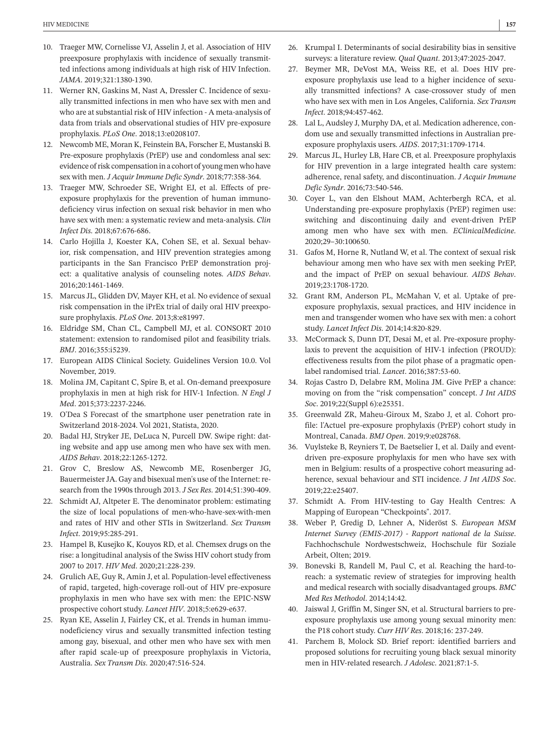10. Traeger MW, Cornelisse VJ, Asselin J, et al. Association of HIV preexposure prophylaxis with incidence of sexually transmitted infections among individuals at high risk of HIV Infection. *JAMA*. 2019;321:1380-1390.
11. Werner RN, Gaskins M, Nast A, Dressler C. Incidence of sexually transmitted infections in men who have sex with men and who are at substantial risk of HIV infection - A meta-analysis of data from trials and observational studies of HIV pre-exposure prophylaxis. *PLoS One*. 2018;13:e0208107.
12. Newcomb ME, Moran K, Feinstein BA, Forscher E, Mustanski B. Pre-exposure prophylaxis (PrEP) use and condomless anal sex: evidence of risk compensation in a cohort of young men who have sex with men. *J Acquir Immune Defic Syndr*. 2018;77:358-364.
13. Traeger MW, Schroeder SE, Wright EJ, et al. Effects of pre-exposure prophylaxis for the prevention of human immunodeficiency virus infection on sexual risk behavior in men who have sex with men: a systematic review and meta-analysis. *Clin Infect Dis*. 2018;67:676-686.
14. Carlo Hojilla J, Koester KA, Cohen SE, et al. Sexual behavior, risk compensation, and HIV prevention strategies among participants in the San Francisco PrEP demonstration project: a qualitative analysis of counseling notes. *AIDS Behav*. 2016;20:1461-1469.
15. Marcus JL, Glidden DV, Mayer KH, et al. No evidence of sexual risk compensation in the iPrEx trial of daily oral HIV preexposure prophylaxis. *PLoS One*. 2013;8:e81997.
16. Eldridge SM, Chan CL, Campbell MJ, et al. CONSORT 2010 statement: extension to randomised pilot and feasibility trials. *BMJ*. 2016;355:i5239.
17. European AIDS Clinical Society. Guidelines Version 10.0. Vol November, 2019.
18. Molina JM, Capitant C, Spire B, et al. On-demand preexposure prophylaxis in men at high risk for HIV-1 Infection. *N Engl J Med*. 2015;373:2237-2246.
19. O'Dea S Forecast of the smartphone user penetration rate in Switzerland 2018-2024. Vol 2021, Statista, 2020.
20. Badal HJ, Stryker JE, DeLuca N, Purcell DW. Swipe right: dating website and app use among men who have sex with men. *AIDS Behav*. 2018;22:1265-1272.
21. Grov C, Breslow AS, Newcomb ME, Rosenberger JG, Bauermeister JA. Gay and bisexual men's use of the Internet: research from the 1990s through 2013. *J Sex Res*. 2014;51:390-409.
22. Schmidt AJ, Altpeter E. The denominator problem: estimating the size of local populations of men-who-have-sex-with-men and rates of HIV and other STIs in Switzerland. *Sex Transm Infect*. 2019;95:285-291.
23. Hampel B, Kusejko K, Kouyos RD, et al. Chemsex drugs on the rise: a longitudinal analysis of the Swiss HIV cohort study from 2007 to 2017. *HIV Med*. 2020;21:228-239.
24. Grulich AE, Guy R, Amin J, et al. Population-level effectiveness of rapid, targeted, high-coverage roll-out of HIV pre-exposure prophylaxis in men who have sex with men: the EPIC-NSW prospective cohort study. *Lancet HIV*. 2018;5:e629-e637.
25. Ryan KE, Asselin J, Fairley CK, et al. Trends in human immunodeficiency virus and sexually transmitted infection testing among gay, bisexual, and other men who have sex with men after rapid scale-up of preexposure prophylaxis in Victoria, Australia. *Sex Transm Dis*. 2020;47:516-524.
26. Krumpal I. Determinants of social desirability bias in sensitive surveys: a literature review. *Qual Quant*. 2013;47:2025-2047.
27. Beymer MR, DeVost MA, Weiss RE, et al. Does HIV pre-exposure prophylaxis use lead to a higher incidence of sexually transmitted infections? A case-crossover study of men who have sex with men in Los Angeles, California. *Sex Transm Infect*. 2018;94:457-462.
28. Lal L, Audsley J, Murphy DA, et al. Medication adherence, condom use and sexually transmitted infections in Australian pre-exposure prophylaxis users. *AIDS*. 2017;31:1709-1714.
29. Marcus JL, Hurley LB, Hare CB, et al. Preexposure prophylaxis for HIV prevention in a large integrated health care system: adherence, renal safety, and discontinuation. *J Acquir Immune Defic Syndr*. 2016;73:540-546.
30. Coyer L, van den Elshout MAM, Achterbergh RCA, et al. Understanding pre-exposure prophylaxis (PrEP) regimen use: switching and discontinuing daily and event-driven PrEP among men who have sex with men. *EClinicalMedicine*. 2020;29–30:100650.
31. Gafos M, Horne R, Nutland W, et al. The context of sexual risk behaviour among men who have sex with men seeking PrEP, and the impact of PrEP on sexual behaviour. *AIDS Behav*. 2019;23:1708-1720.
32. Grant RM, Anderson PL, McMahan V, et al. Uptake of pre-exposure prophylaxis, sexual practices, and HIV incidence in men and transgender women who have sex with men: a cohort study. *Lancet Infect Dis*. 2014;14:820-829.
33. McCormack S, Dunn DT, Desai M, et al. Pre-exposure prophylaxis to prevent the acquisition of HIV-1 infection (PROUD): effectiveness results from the pilot phase of a pragmatic open-label randomised trial. *Lancet*. 2016;387:53-60.
34. Rojas Castro D, Delabre RM, Molina JM. Give PrEP a chance: moving on from the "risk compensation" concept. *J Int AIDS Soc*. 2019;22(Suppl 6):e25351.
35. Greenwald ZR, Maheu-Giroux M, Szabo J, et al. Cohort profile: l'Actuel pre-exposure prophylaxis (PrEP) cohort study in Montreal, Canada. *BMJ Open*. 2019;9:e028768.
36. Vuylsteke B, Reyniers T, De Baetselier I, et al. Daily and event-driven pre-exposure prophylaxis for men who have sex with men in Belgium: results of a prospective cohort measuring adherence, sexual behaviour and STI incidence. *J Int AIDS Soc*. 2019;22:e25407.
37. Schmidt A. From HIV-testing to Gay Health Centres: A Mapping of European "Checkpoints". 2017.
38. Weber P, Gredig D, Lehner A, Nideröst S. *European MSM Internet Survey (EMIS-2017) - Rapport national de la Suisse*. Fachhochschule Nordwestschweiz, Hochschule für Soziale Arbeit, Olten; 2019.
39. Bonevski B, Randell M, Paul C, et al. Reaching the hard-to-reach: a systematic review of strategies for improving health and medical research with socially disadvantaged groups. *BMC Med Res Methodol*. 2014;14:42.
40. Jaiswal J, Griffin M, Singer SN, et al. Structural barriers to pre-exposure prophylaxis use among young sexual minority men: the P18 cohort study. *Curr HIV Res*. 2018;16: 237-249.
41. Parchem B, Molock SD. Brief report: identified barriers and proposed solutions for recruiting young black sexual minority men in HIV-related research. *J Adolesc*. 2021;87:1-5.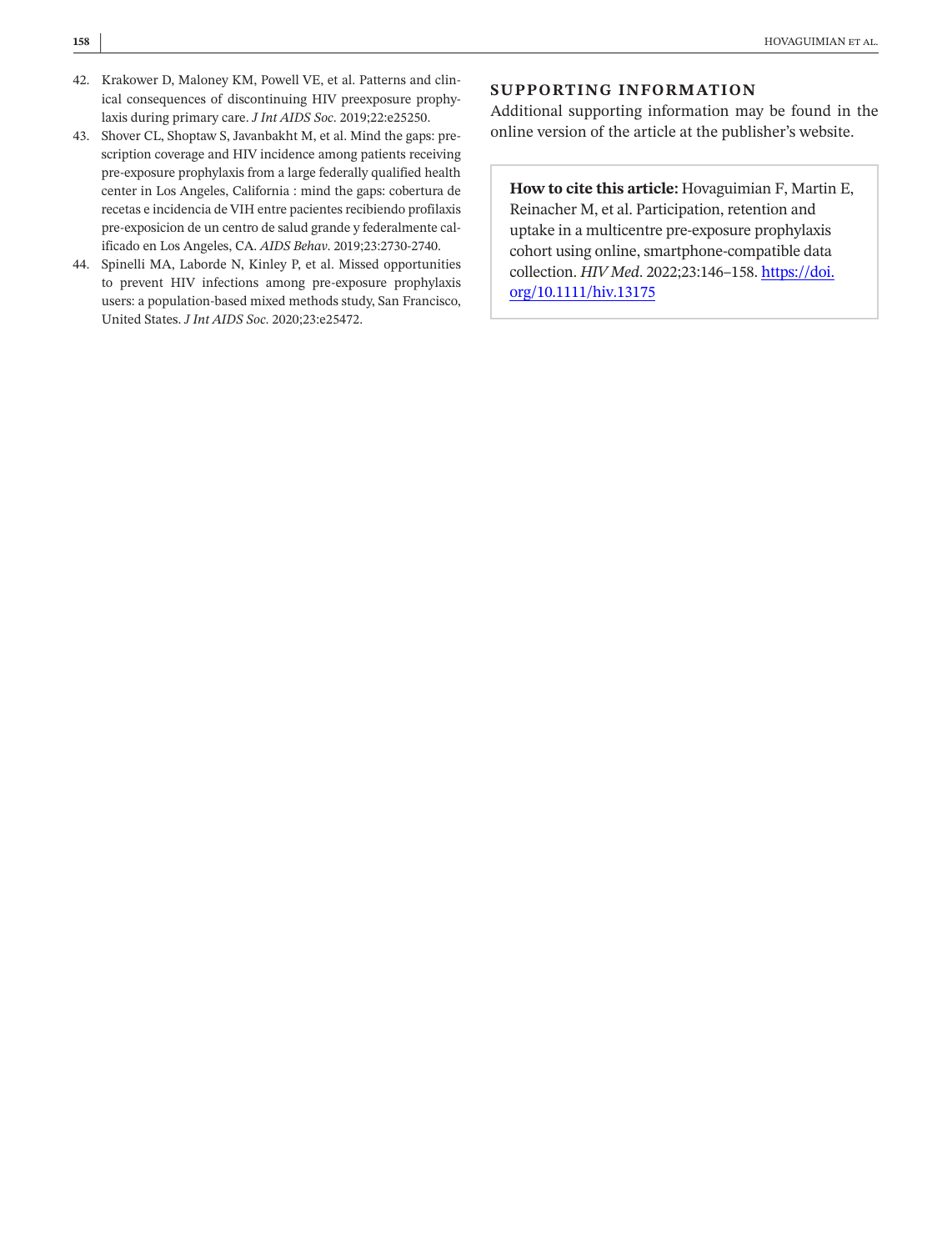42. Krakower D, Maloney KM, Powell VE, et al. Patterns and clinical consequences of discontinuing HIV preexposure prophylaxis during primary care. *J Int AIDS Soc*. 2019;22:e25250.
43. Shover CL, Shoptaw S, Javanbakht M, et al. Mind the gaps: prescription coverage and HIV incidence among patients receiving pre-exposure prophylaxis from a large federally qualified health center in Los Angeles, California : mind the gaps: cobertura de recetas e incidencia de VIH entre pacientes recibiendo profilaxis pre-exposicion de un centro de salud grande y federalmente calificado en Los Angeles, CA. *AIDS Behav*. 2019;23:2730-2740.
44. Spinelli MA, Laborde N, Kinley P, et al. Missed opportunities to prevent HIV infections among pre-exposure prophylaxis users: a population-based mixed methods study, San Francisco, United States. *J Int AIDS Soc*. 2020;23:e25472.

## SUPPORTING INFORMATION

Additional supporting information may be found in the online version of the article at the publisher's website.

**How to cite this article:** Hovaguimian F, Martin E, Reinacher M, et al. Participation, retention and uptake in a multicentre pre-exposure prophylaxis cohort using online, smartphone-compatible data collection. *HIV Med*. 2022;23:146–158. https://doi.org/10.1111/hiv.13175